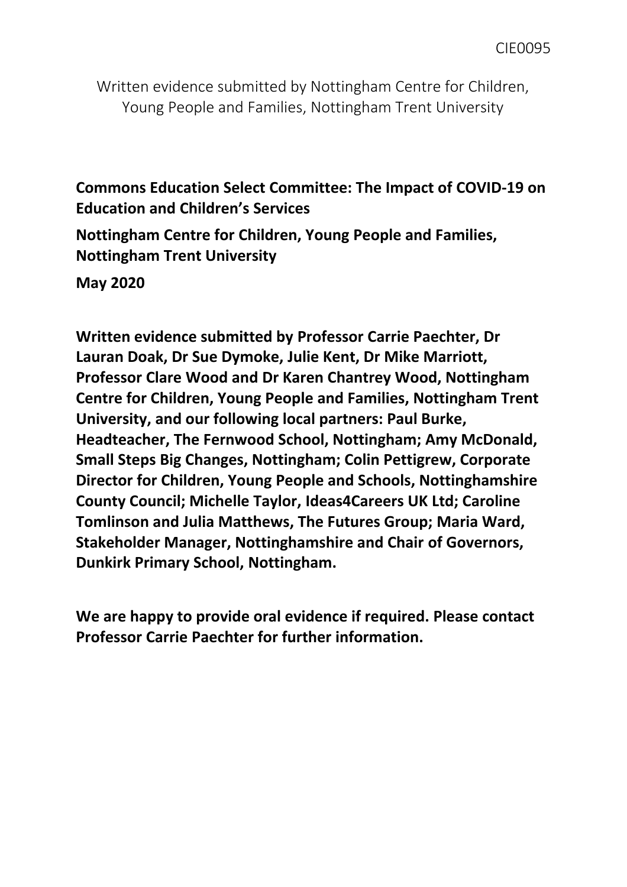CIE0095

Written evidence submitted by Nottingham Centre for Children, Young People and Families, Nottingham Trent University

**Commons Education Select Committee: The Impact of COVID-19 on Education and Children's Services**

**Nottingham Centre for Children, Young People and Families, Nottingham Trent University**

**May 2020**

**Written evidence submitted by Professor Carrie Paechter, Dr Lauran Doak, Dr Sue Dymoke, Julie Kent, Dr Mike Marriott, Professor Clare Wood and Dr Karen Chantrey Wood, Nottingham Centre for Children, Young People and Families, Nottingham Trent University, and our following local partners: Paul Burke, Headteacher, The Fernwood School, Nottingham; Amy McDonald, Small Steps Big Changes, Nottingham; Colin Pettigrew, Corporate Director for Children, Young People and Schools, Nottinghamshire County Council; Michelle Taylor, Ideas4Careers UK Ltd; Caroline Tomlinson and Julia Matthews, The Futures Group; Maria Ward, Stakeholder Manager, Nottinghamshire and Chair of Governors, Dunkirk Primary School, Nottingham.**

**We are happy to provide oral evidence if required. Please contact Professor Carrie Paechter for further information.**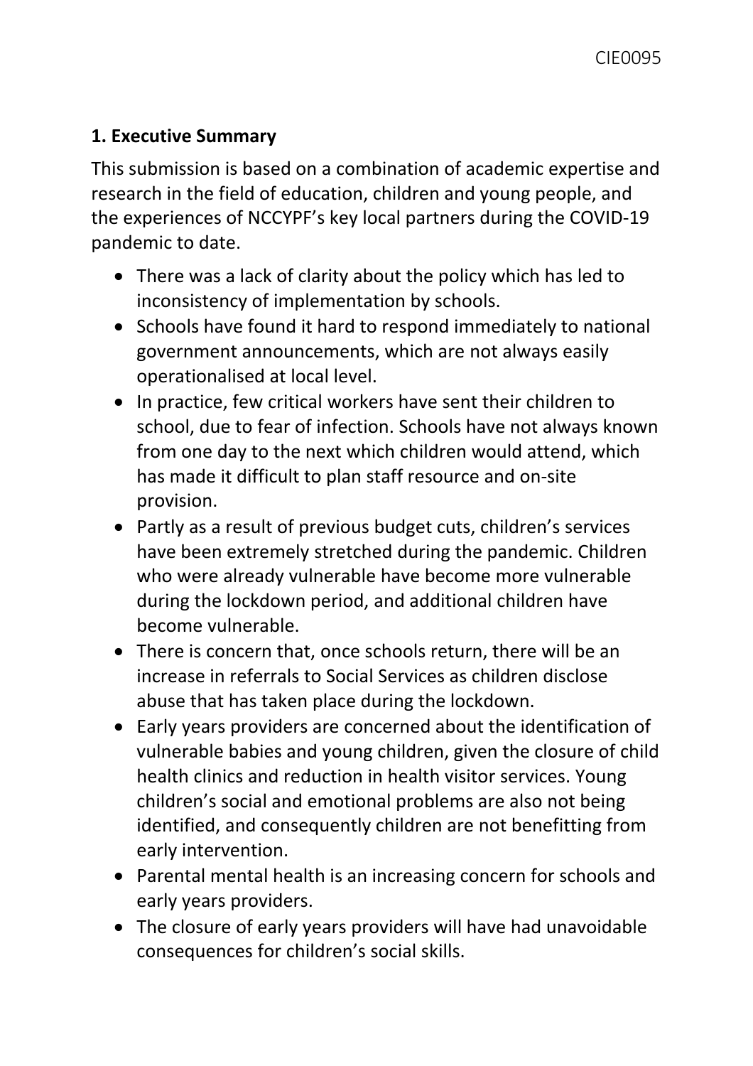## 1. Executive Summary

This submission is based on a combination of academic expertise and research in the field of education, children and young people, and the experiences of NCCYPF's key local partners during the COVID-19 pandemic to date.

- There was a lack of clarity about the policy which has led to inconsistency of implementation by schools.
- Schools have found it hard to respond immediately to national government announcements, which are not always easily operationalised at local level.
- In practice, few critical workers have sent their children to school, due to fear of infection. Schools have not always known from one day to the next which children would attend, which has made it difficult to plan staff resource and on-site provision.
- Partly as a result of previous budget cuts, children's services have been extremely stretched during the pandemic. Children who were already vulnerable have become more vulnerable during the lockdown period, and additional children have become vulnerable.
- There is concern that, once schools return, there will be an increase in referrals to Social Services as children disclose abuse that has taken place during the lockdown.
- Early years providers are concerned about the identification of vulnerable babies and young children, given the closure of child health clinics and reduction in health visitor services. Young children's social and emotional problems are also not being identified, and consequently children are not benefitting from early intervention.
- Parental mental health is an increasing concern for schools and early years providers.
- The closure of early years providers will have had unavoidable consequences for children's social skills.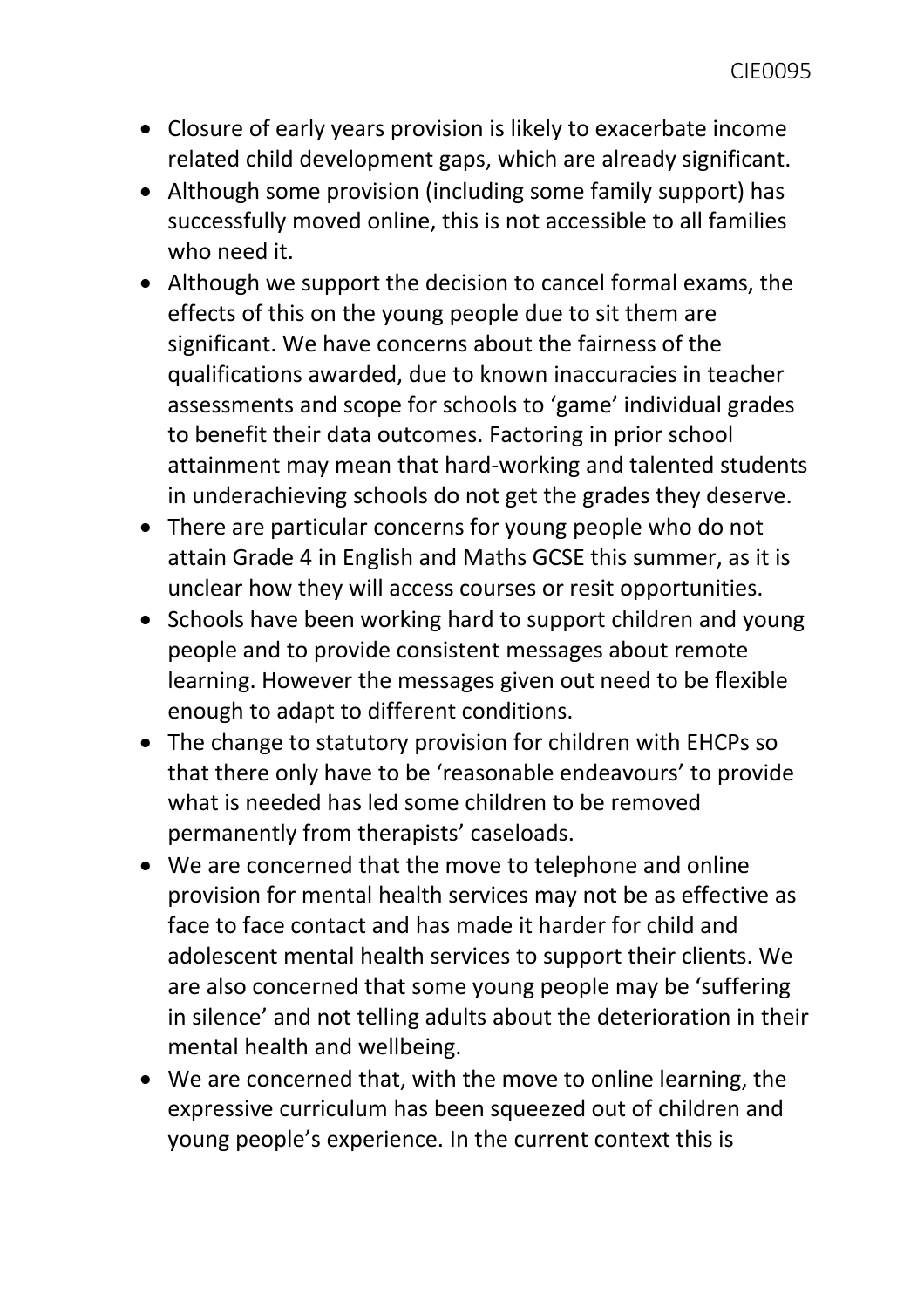- Closure of early years provision is likely to exacerbate income related child development gaps, which are already significant.
- Although some provision (including some family support) has successfully moved online, this is not accessible to all families who need it.
- Although we support the decision to cancel formal exams, the effects of this on the young people due to sit them are significant. We have concerns about the fairness of the qualifications awarded, due to known inaccuracies in teacher assessments and scope for schools to 'game' individual grades to benefit their data outcomes. Factoring in prior school attainment may mean that hard-working and talented students in underachieving schools do not get the grades they deserve.
- There are particular concerns for young people who do not attain Grade 4 in English and Maths GCSE this summer, as it is unclear how they will access courses or resit opportunities.
- Schools have been working hard to support children and young people and to provide consistent messages about remote learning. However the messages given out need to be flexible enough to adapt to different conditions.
- The change to statutory provision for children with EHCPs so that there only have to be 'reasonable endeavours' to provide what is needed has led some children to be removed permanently from therapists' caseloads.
- We are concerned that the move to telephone and online provision for mental health services may not be as effective as face to face contact and has made it harder for child and adolescent mental health services to support their clients. We are also concerned that some young people may be 'suffering in silence' and not telling adults about the deterioration in their mental health and wellbeing.
- We are concerned that, with the move to online learning, the expressive curriculum has been squeezed out of children and young people's experience. In the current context this is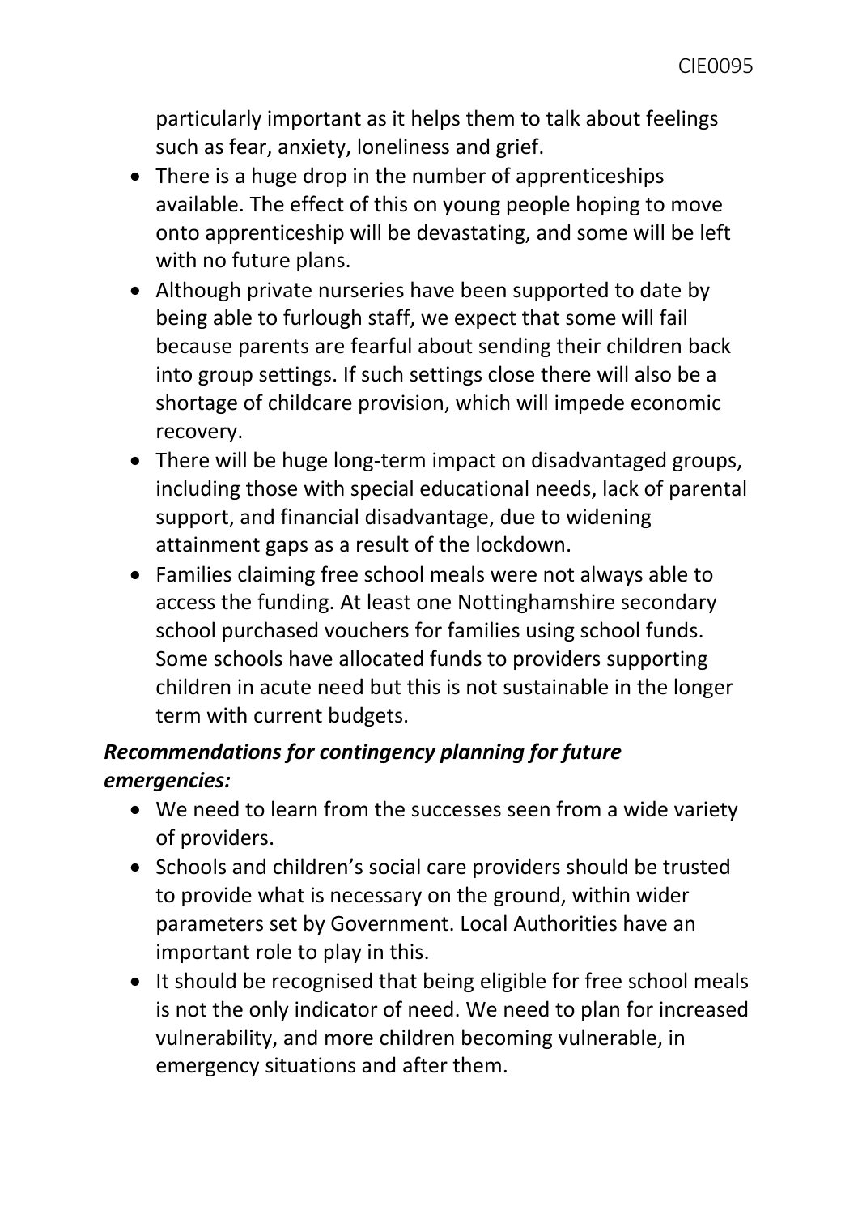particularly important as it helps them to talk about feelings such as fear, anxiety, loneliness and grief.

- There is a huge drop in the number of apprenticeships available. The effect of this on young people hoping to move onto apprenticeship will be devastating, and some will be left with no future plans.
- Although private nurseries have been supported to date by being able to furlough staff, we expect that some will fail because parents are fearful about sending their children back into group settings. If such settings close there will also be a shortage of childcare provision, which will impede economic recovery.
- There will be huge long-term impact on disadvantaged groups, including those with special educational needs, lack of parental support, and financial disadvantage, due to widening attainment gaps as a result of the lockdown.
- Families claiming free school meals were not always able to access the funding. At least one Nottinghamshire secondary school purchased vouchers for families using school funds. Some schools have allocated funds to providers supporting children in acute need but this is not sustainable in the longer term with current budgets.

***Recommendations for contingency planning for future emergencies:***

- We need to learn from the successes seen from a wide variety of providers.
- Schools and children's social care providers should be trusted to provide what is necessary on the ground, within wider parameters set by Government. Local Authorities have an important role to play in this.
- It should be recognised that being eligible for free school meals is not the only indicator of need. We need to plan for increased vulnerability, and more children becoming vulnerable, in emergency situations and after them.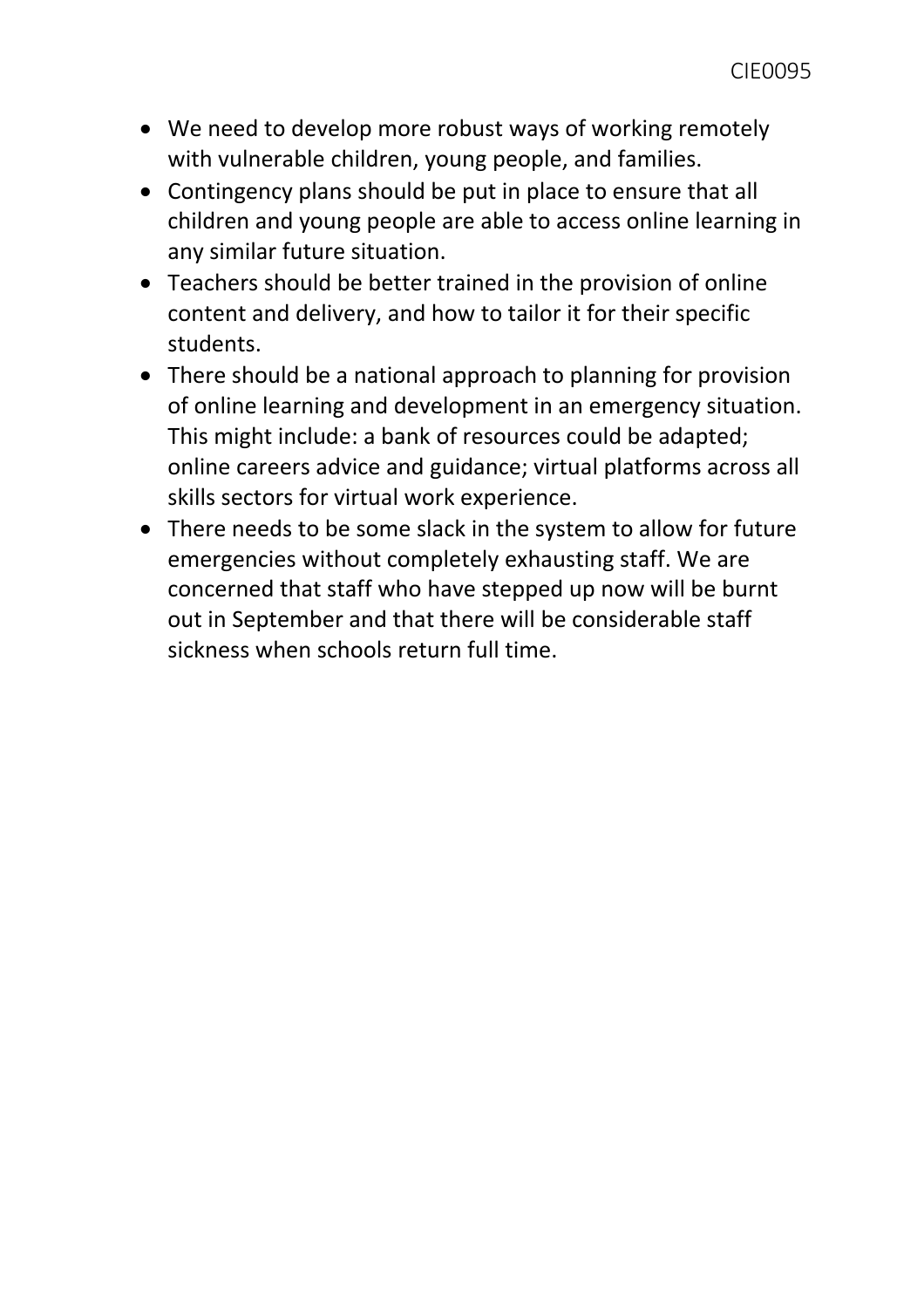- We need to develop more robust ways of working remotely with vulnerable children, young people, and families.
- Contingency plans should be put in place to ensure that all children and young people are able to access online learning in any similar future situation.
- Teachers should be better trained in the provision of online content and delivery, and how to tailor it for their specific students.
- There should be a national approach to planning for provision of online learning and development in an emergency situation. This might include: a bank of resources could be adapted; online careers advice and guidance; virtual platforms across all skills sectors for virtual work experience.
- There needs to be some slack in the system to allow for future emergencies without completely exhausting staff. We are concerned that staff who have stepped up now will be burnt out in September and that there will be considerable staff sickness when schools return full time.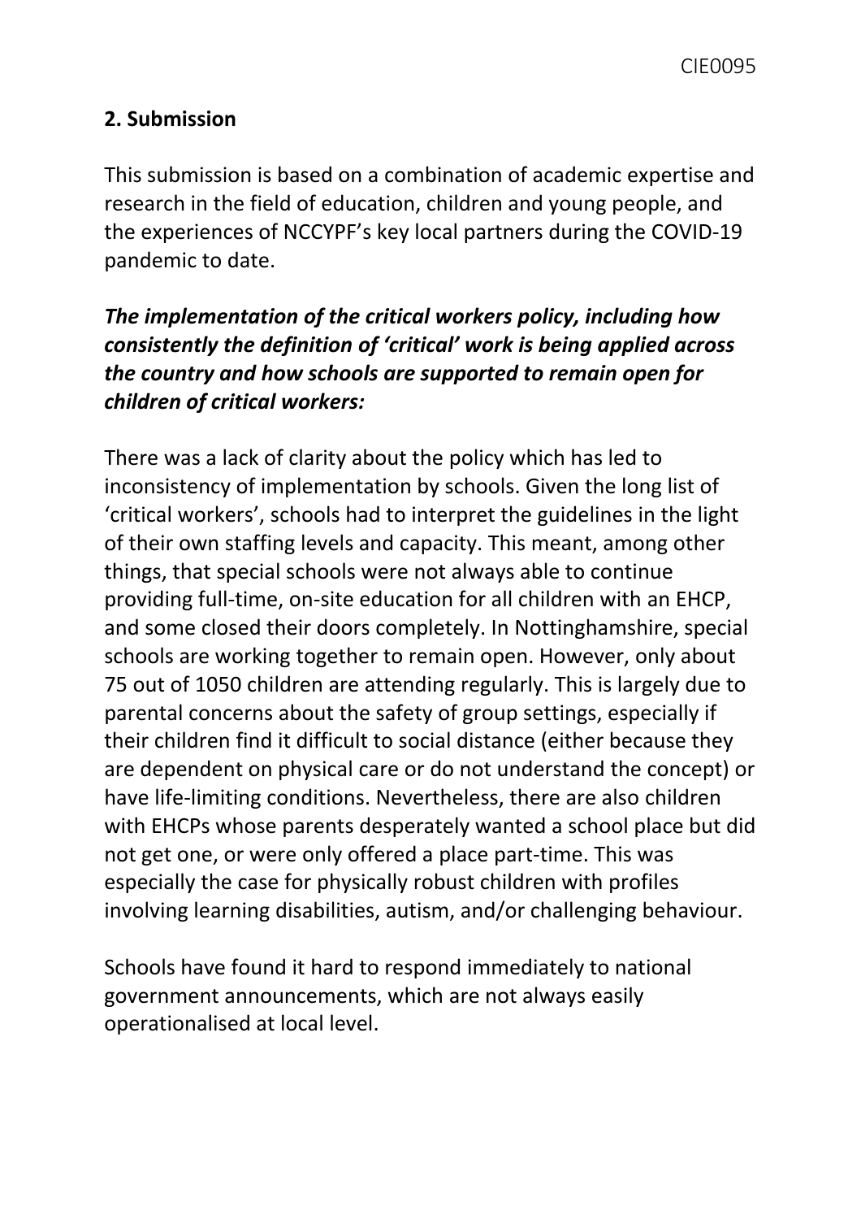## 2. Submission

This submission is based on a combination of academic expertise and research in the field of education, children and young people, and the experiences of NCCYPF's key local partners during the COVID-19 pandemic to date.

***The implementation of the critical workers policy, including how consistently the definition of 'critical' work is being applied across the country and how schools are supported to remain open for children of critical workers:***

There was a lack of clarity about the policy which has led to inconsistency of implementation by schools. Given the long list of 'critical workers', schools had to interpret the guidelines in the light of their own staffing levels and capacity. This meant, among other things, that special schools were not always able to continue providing full-time, on-site education for all children with an EHCP, and some closed their doors completely. In Nottinghamshire, special schools are working together to remain open. However, only about 75 out of 1050 children are attending regularly. This is largely due to parental concerns about the safety of group settings, especially if their children find it difficult to social distance (either because they are dependent on physical care or do not understand the concept) or have life-limiting conditions. Nevertheless, there are also children with EHCPs whose parents desperately wanted a school place but did not get one, or were only offered a place part-time. This was especially the case for physically robust children with profiles involving learning disabilities, autism, and/or challenging behaviour.

Schools have found it hard to respond immediately to national government announcements, which are not always easily operationalised at local level.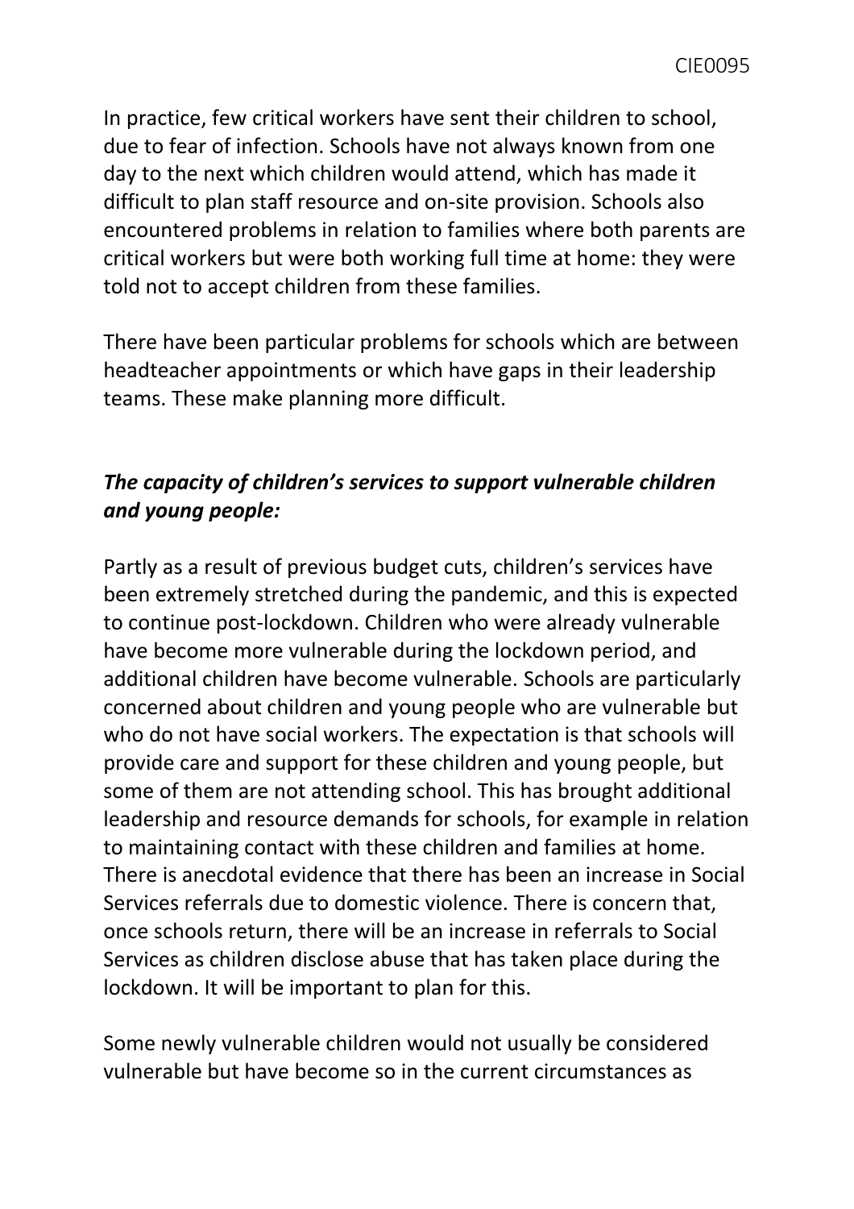In practice, few critical workers have sent their children to school, due to fear of infection. Schools have not always known from one day to the next which children would attend, which has made it difficult to plan staff resource and on-site provision. Schools also encountered problems in relation to families where both parents are critical workers but were both working full time at home: they were told not to accept children from these families.

There have been particular problems for schools which are between headteacher appointments or which have gaps in their leadership teams. These make planning more difficult.

***The capacity of children's services to support vulnerable children and young people:***

Partly as a result of previous budget cuts, children's services have been extremely stretched during the pandemic, and this is expected to continue post-lockdown. Children who were already vulnerable have become more vulnerable during the lockdown period, and additional children have become vulnerable. Schools are particularly concerned about children and young people who are vulnerable but who do not have social workers. The expectation is that schools will provide care and support for these children and young people, but some of them are not attending school. This has brought additional leadership and resource demands for schools, for example in relation to maintaining contact with these children and families at home. There is anecdotal evidence that there has been an increase in Social Services referrals due to domestic violence. There is concern that, once schools return, there will be an increase in referrals to Social Services as children disclose abuse that has taken place during the lockdown. It will be important to plan for this.

Some newly vulnerable children would not usually be considered vulnerable but have become so in the current circumstances as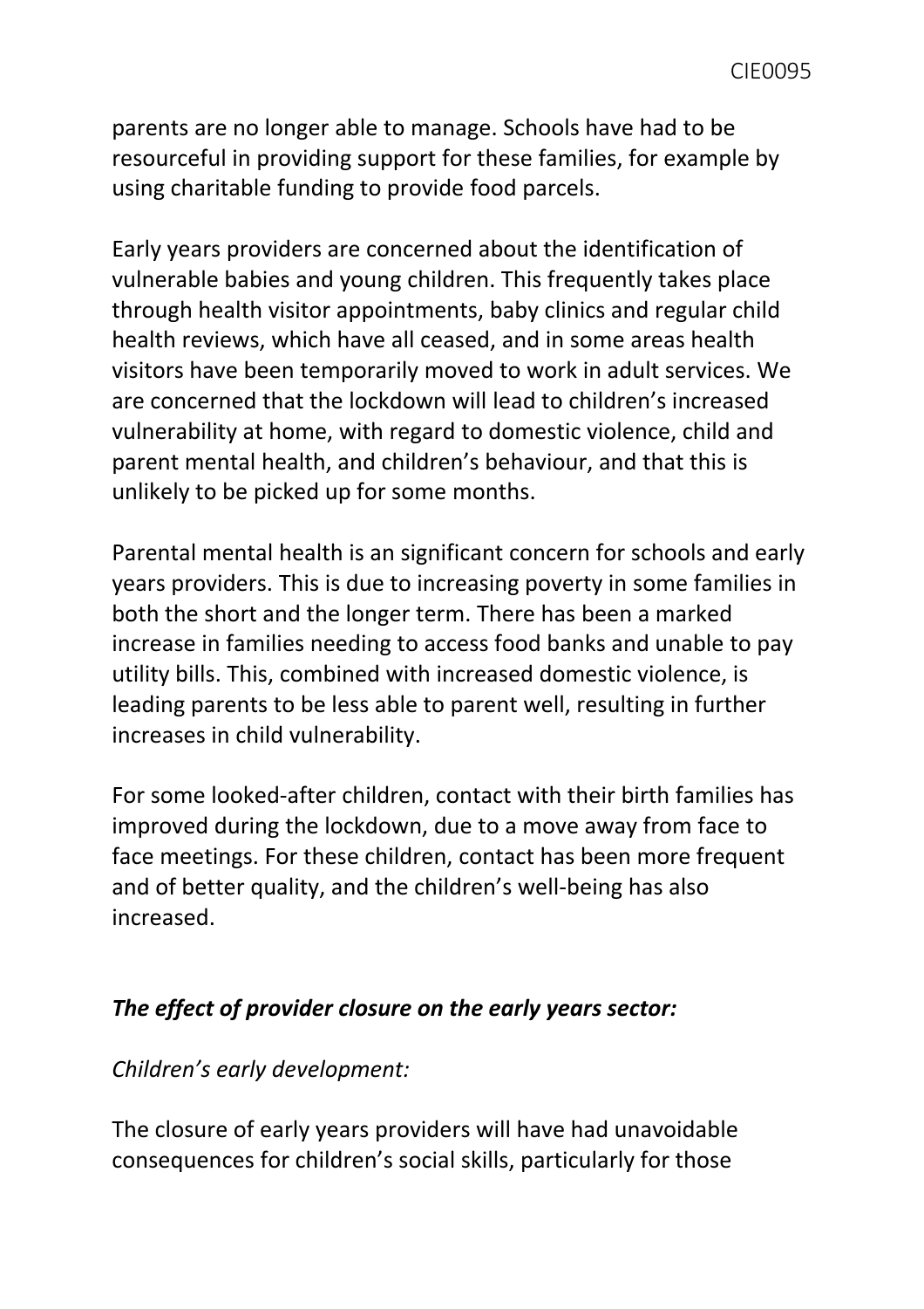parents are no longer able to manage. Schools have had to be resourceful in providing support for these families, for example by using charitable funding to provide food parcels.

Early years providers are concerned about the identification of vulnerable babies and young children. This frequently takes place through health visitor appointments, baby clinics and regular child health reviews, which have all ceased, and in some areas health visitors have been temporarily moved to work in adult services. We are concerned that the lockdown will lead to children's increased vulnerability at home, with regard to domestic violence, child and parent mental health, and children's behaviour, and that this is unlikely to be picked up for some months.

Parental mental health is an significant concern for schools and early years providers. This is due to increasing poverty in some families in both the short and the longer term. There has been a marked increase in families needing to access food banks and unable to pay utility bills. This, combined with increased domestic violence, is leading parents to be less able to parent well, resulting in further increases in child vulnerability.

For some looked-after children, contact with their birth families has improved during the lockdown, due to a move away from face to face meetings. For these children, contact has been more frequent and of better quality, and the children's well-being has also increased.

***The effect of provider closure on the early years sector:***

*Children's early development:*

The closure of early years providers will have had unavoidable consequences for children's social skills, particularly for those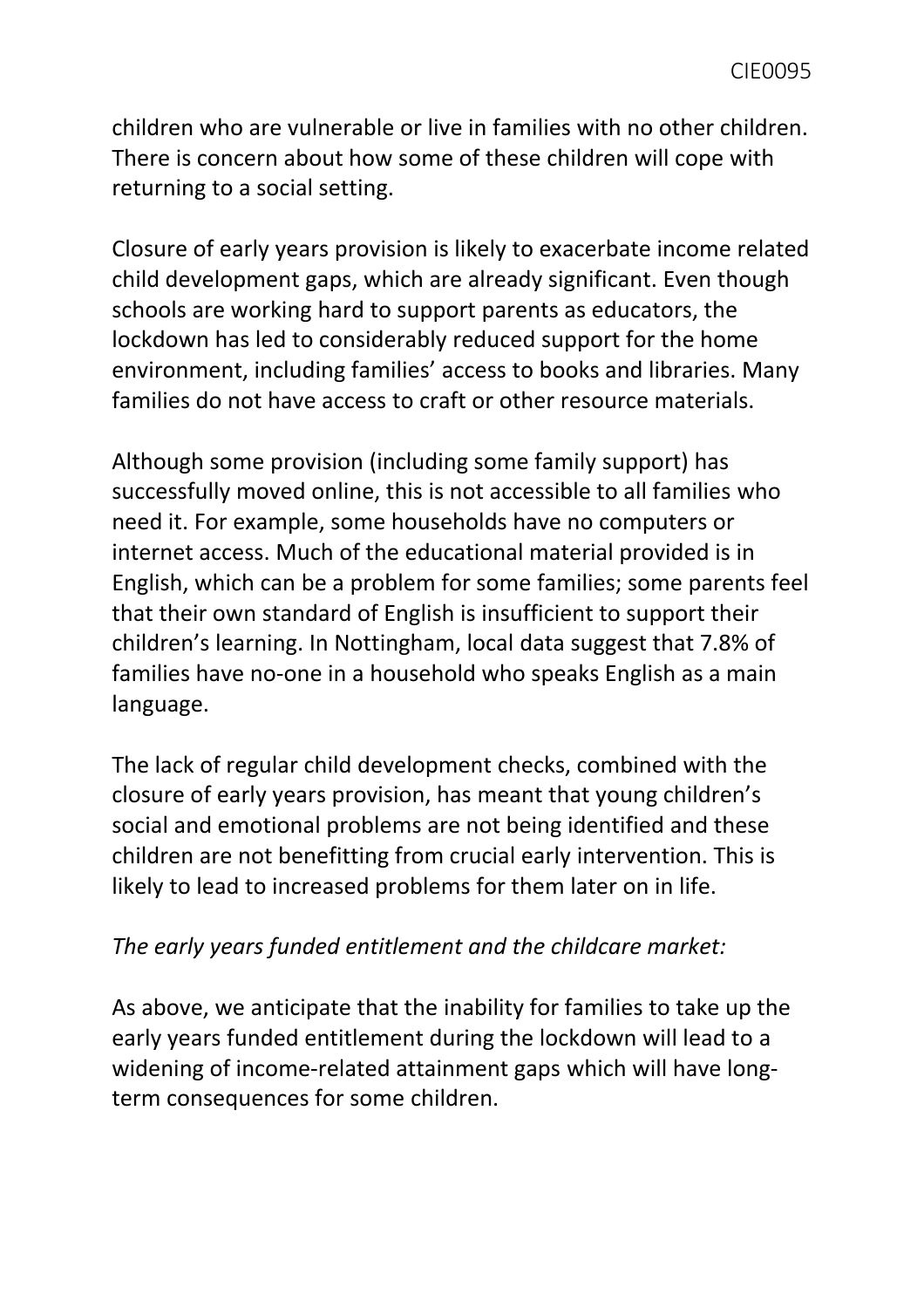children who are vulnerable or live in families with no other children. There is concern about how some of these children will cope with returning to a social setting.

Closure of early years provision is likely to exacerbate income related child development gaps, which are already significant. Even though schools are working hard to support parents as educators, the lockdown has led to considerably reduced support for the home environment, including families' access to books and libraries. Many families do not have access to craft or other resource materials.

Although some provision (including some family support) has successfully moved online, this is not accessible to all families who need it. For example, some households have no computers or internet access. Much of the educational material provided is in English, which can be a problem for some families; some parents feel that their own standard of English is insufficient to support their children's learning. In Nottingham, local data suggest that 7.8% of families have no-one in a household who speaks English as a main language.

The lack of regular child development checks, combined with the closure of early years provision, has meant that young children's social and emotional problems are not being identified and these children are not benefitting from crucial early intervention. This is likely to lead to increased problems for them later on in life.

*The early years funded entitlement and the childcare market:*

As above, we anticipate that the inability for families to take up the early years funded entitlement during the lockdown will lead to a widening of income-related attainment gaps which will have long-term consequences for some children.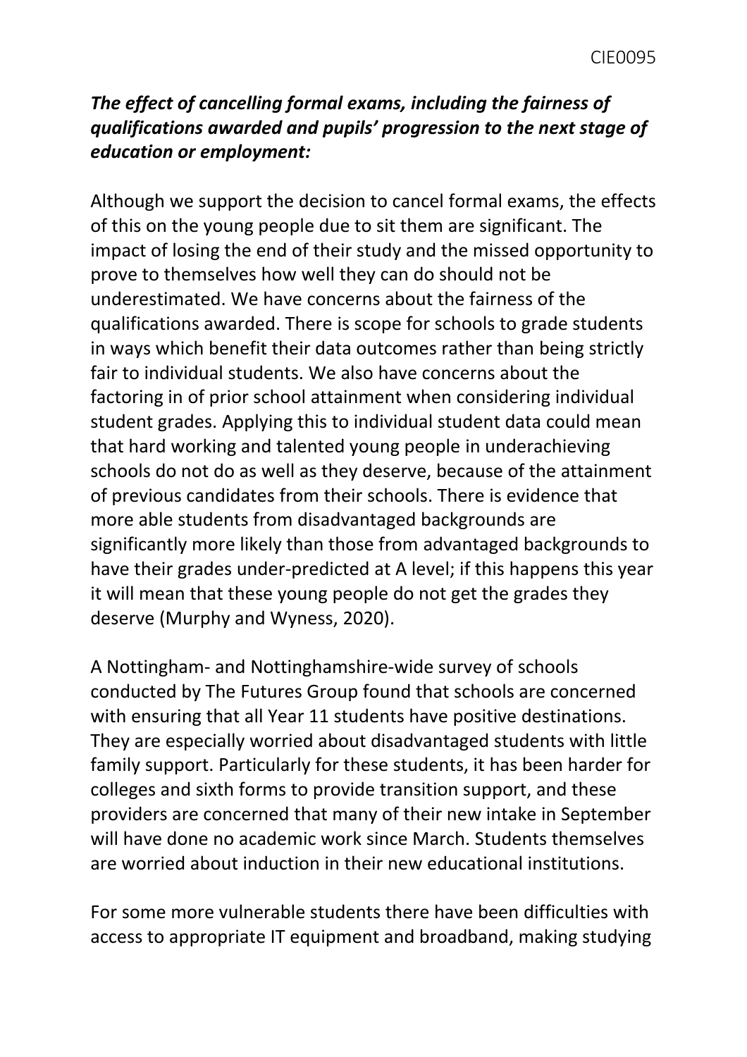***The effect of cancelling formal exams, including the fairness of qualifications awarded and pupils' progression to the next stage of education or employment:***

Although we support the decision to cancel formal exams, the effects of this on the young people due to sit them are significant. The impact of losing the end of their study and the missed opportunity to prove to themselves how well they can do should not be underestimated. We have concerns about the fairness of the qualifications awarded. There is scope for schools to grade students in ways which benefit their data outcomes rather than being strictly fair to individual students. We also have concerns about the factoring in of prior school attainment when considering individual student grades. Applying this to individual student data could mean that hard working and talented young people in underachieving schools do not do as well as they deserve, because of the attainment of previous candidates from their schools. There is evidence that more able students from disadvantaged backgrounds are significantly more likely than those from advantaged backgrounds to have their grades under-predicted at A level; if this happens this year it will mean that these young people do not get the grades they deserve (Murphy and Wyness, 2020).

A Nottingham- and Nottinghamshire-wide survey of schools conducted by The Futures Group found that schools are concerned with ensuring that all Year 11 students have positive destinations. They are especially worried about disadvantaged students with little family support. Particularly for these students, it has been harder for colleges and sixth forms to provide transition support, and these providers are concerned that many of their new intake in September will have done no academic work since March. Students themselves are worried about induction in their new educational institutions.

For some more vulnerable students there have been difficulties with access to appropriate IT equipment and broadband, making studying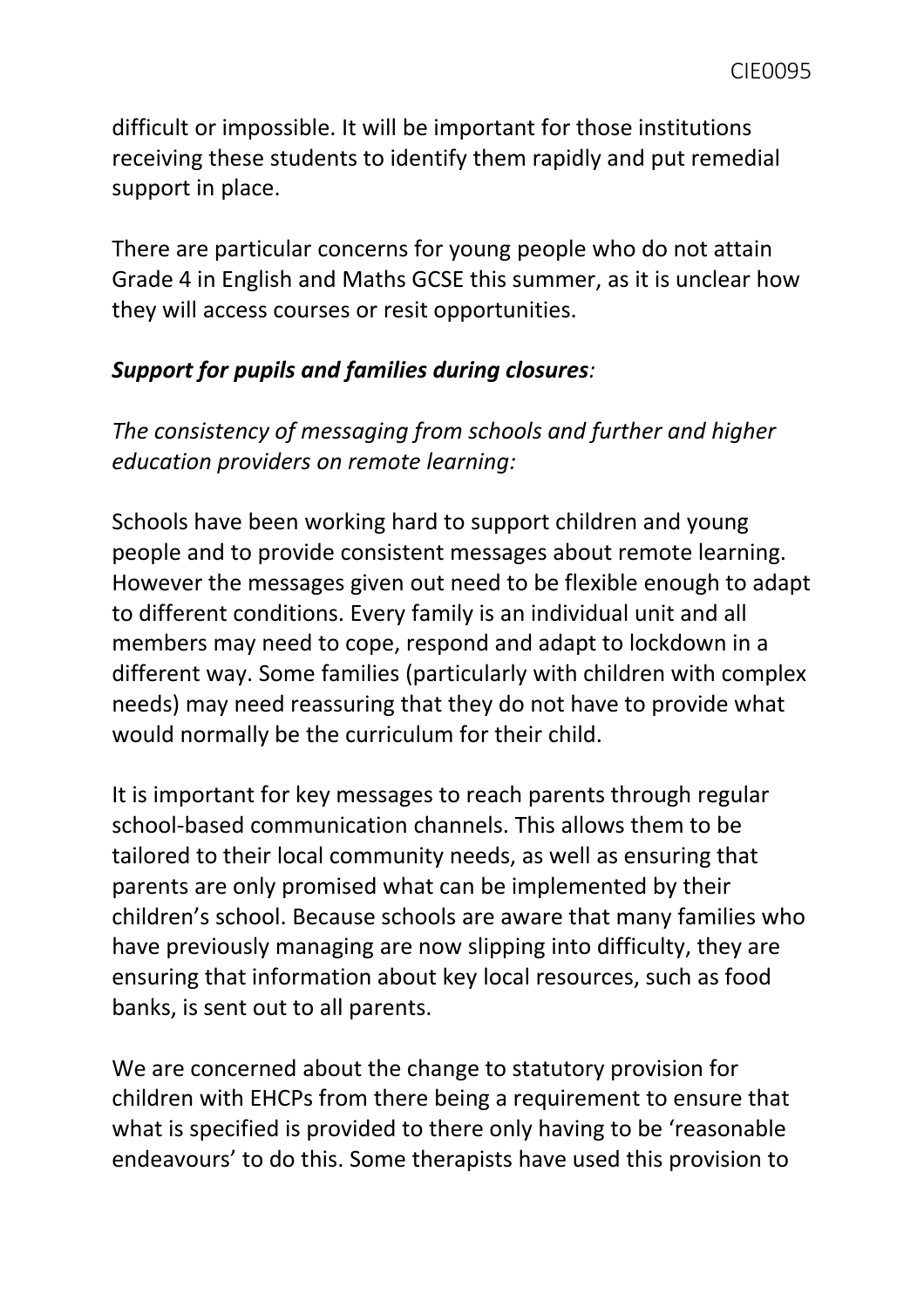difficult or impossible. It will be important for those institutions receiving these students to identify them rapidly and put remedial support in place.

There are particular concerns for young people who do not attain Grade 4 in English and Maths GCSE this summer, as it is unclear how they will access courses or resit opportunities.

***Support for pupils and families during closures****:*

*The consistency of messaging from schools and further and higher education providers on remote learning:*

Schools have been working hard to support children and young people and to provide consistent messages about remote learning. However the messages given out need to be flexible enough to adapt to different conditions. Every family is an individual unit and all members may need to cope, respond and adapt to lockdown in a different way. Some families (particularly with children with complex needs) may need reassuring that they do not have to provide what would normally be the curriculum for their child.

It is important for key messages to reach parents through regular school-based communication channels. This allows them to be tailored to their local community needs, as well as ensuring that parents are only promised what can be implemented by their children's school. Because schools are aware that many families who have previously managing are now slipping into difficulty, they are ensuring that information about key local resources, such as food banks, is sent out to all parents.

We are concerned about the change to statutory provision for children with EHCPs from there being a requirement to ensure that what is specified is provided to there only having to be 'reasonable endeavours' to do this. Some therapists have used this provision to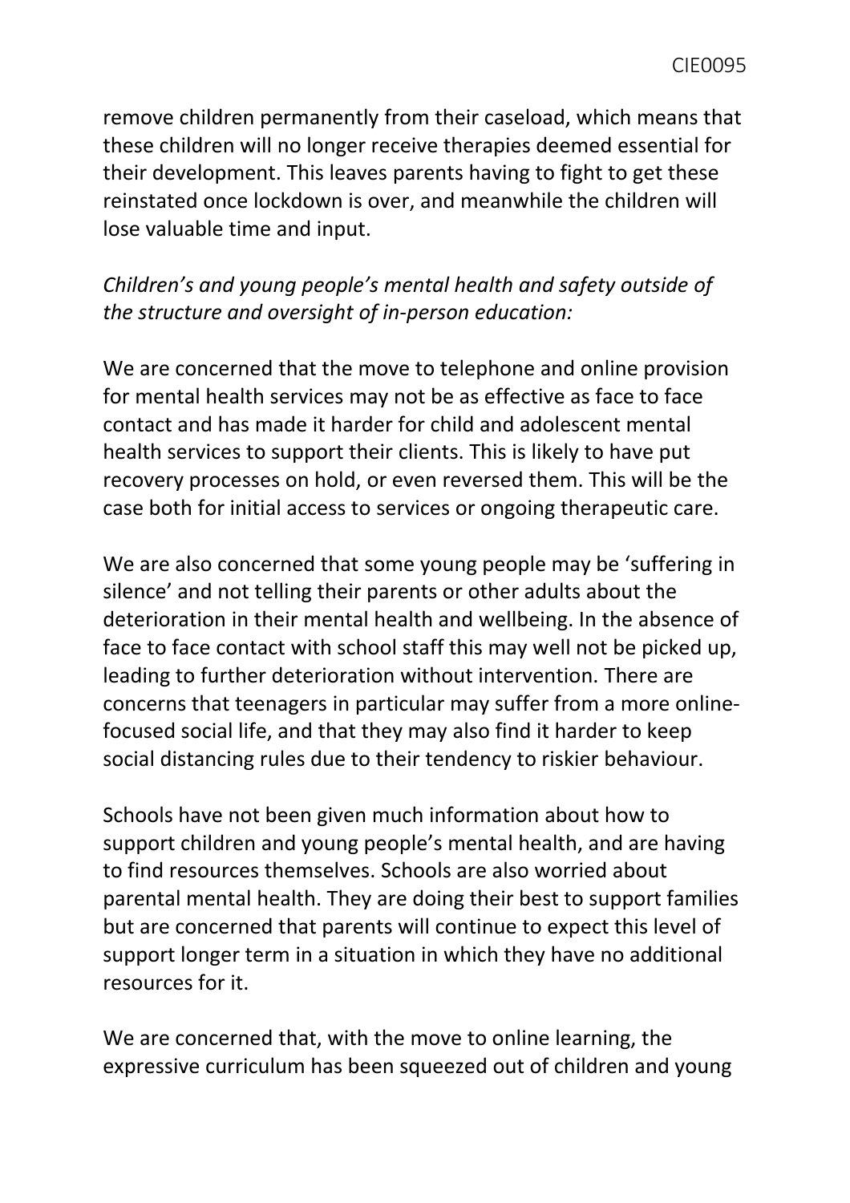remove children permanently from their caseload, which means that these children will no longer receive therapies deemed essential for their development. This leaves parents having to fight to get these reinstated once lockdown is over, and meanwhile the children will lose valuable time and input.

*Children's and young people's mental health and safety outside of the structure and oversight of in-person education:*

We are concerned that the move to telephone and online provision for mental health services may not be as effective as face to face contact and has made it harder for child and adolescent mental health services to support their clients. This is likely to have put recovery processes on hold, or even reversed them. This will be the case both for initial access to services or ongoing therapeutic care.

We are also concerned that some young people may be 'suffering in silence' and not telling their parents or other adults about the deterioration in their mental health and wellbeing. In the absence of face to face contact with school staff this may well not be picked up, leading to further deterioration without intervention. There are concerns that teenagers in particular may suffer from a more online-focused social life, and that they may also find it harder to keep social distancing rules due to their tendency to riskier behaviour.

Schools have not been given much information about how to support children and young people's mental health, and are having to find resources themselves. Schools are also worried about parental mental health. They are doing their best to support families but are concerned that parents will continue to expect this level of support longer term in a situation in which they have no additional resources for it.

We are concerned that, with the move to online learning, the expressive curriculum has been squeezed out of children and young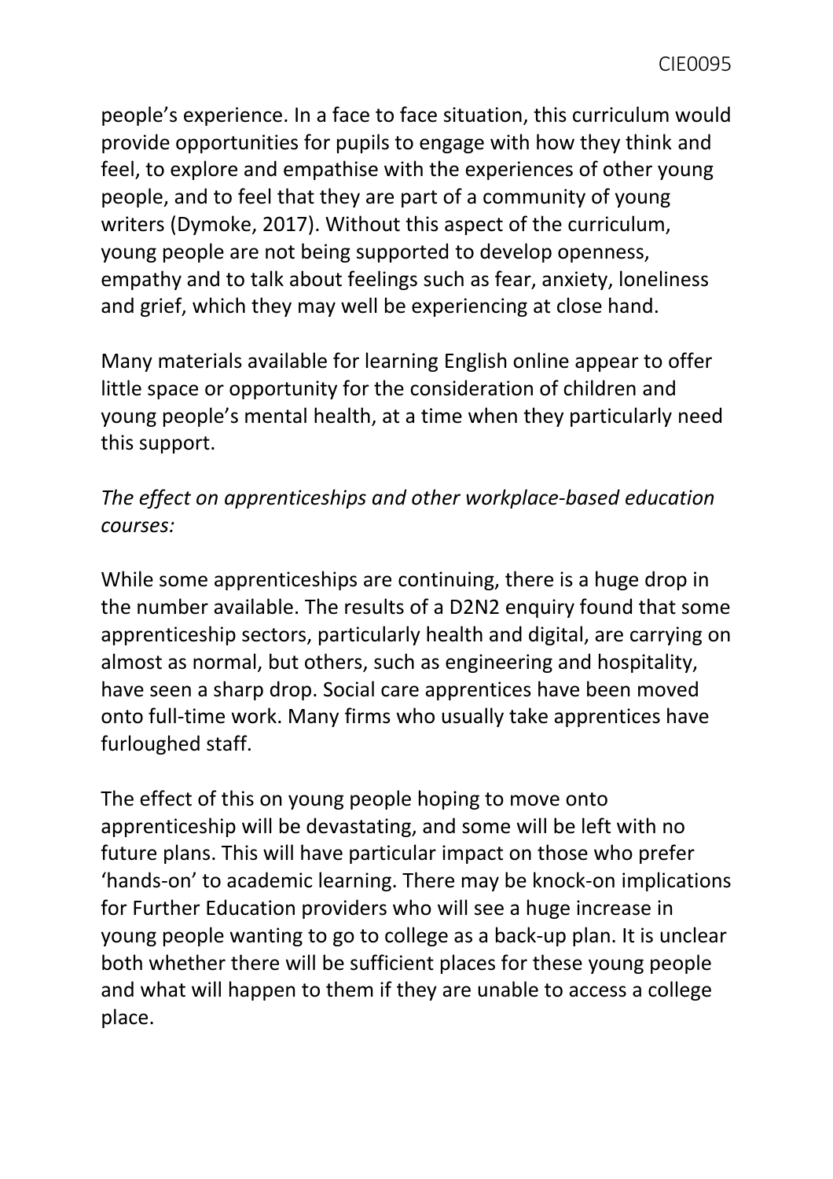people's experience. In a face to face situation, this curriculum would provide opportunities for pupils to engage with how they think and feel, to explore and empathise with the experiences of other young people, and to feel that they are part of a community of young writers (Dymoke, 2017). Without this aspect of the curriculum, young people are not being supported to develop openness, empathy and to talk about feelings such as fear, anxiety, loneliness and grief, which they may well be experiencing at close hand.

Many materials available for learning English online appear to offer little space or opportunity for the consideration of children and young people's mental health, at a time when they particularly need this support.

*The effect on apprenticeships and other workplace-based education courses:*

While some apprenticeships are continuing, there is a huge drop in the number available. The results of a D2N2 enquiry found that some apprenticeship sectors, particularly health and digital, are carrying on almost as normal, but others, such as engineering and hospitality, have seen a sharp drop. Social care apprentices have been moved onto full-time work. Many firms who usually take apprentices have furloughed staff.

The effect of this on young people hoping to move onto apprenticeship will be devastating, and some will be left with no future plans. This will have particular impact on those who prefer 'hands-on' to academic learning. There may be knock-on implications for Further Education providers who will see a huge increase in young people wanting to go to college as a back-up plan. It is unclear both whether there will be sufficient places for these young people and what will happen to them if they are unable to access a college place.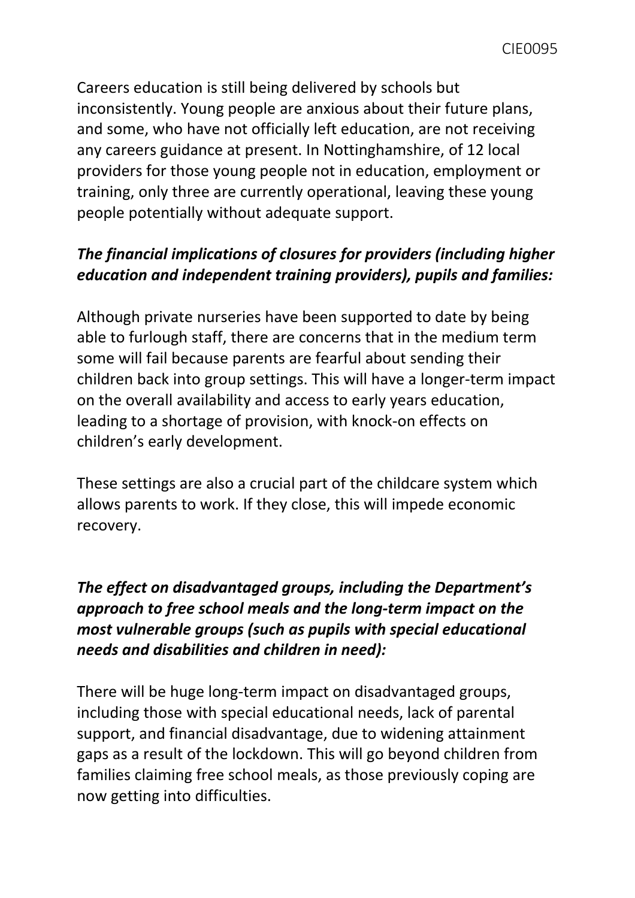Careers education is still being delivered by schools but inconsistently. Young people are anxious about their future plans, and some, who have not officially left education, are not receiving any careers guidance at present. In Nottinghamshire, of 12 local providers for those young people not in education, employment or training, only three are currently operational, leaving these young people potentially without adequate support.

***The financial implications of closures for providers (including higher education and independent training providers), pupils and families:***

Although private nurseries have been supported to date by being able to furlough staff, there are concerns that in the medium term some will fail because parents are fearful about sending their children back into group settings. This will have a longer-term impact on the overall availability and access to early years education, leading to a shortage of provision, with knock-on effects on children's early development.

These settings are also a crucial part of the childcare system which allows parents to work. If they close, this will impede economic recovery.

***The effect on disadvantaged groups, including the Department's approach to free school meals and the long-term impact on the most vulnerable groups (such as pupils with special educational needs and disabilities and children in need):***

There will be huge long-term impact on disadvantaged groups, including those with special educational needs, lack of parental support, and financial disadvantage, due to widening attainment gaps as a result of the lockdown. This will go beyond children from families claiming free school meals, as those previously coping are now getting into difficulties.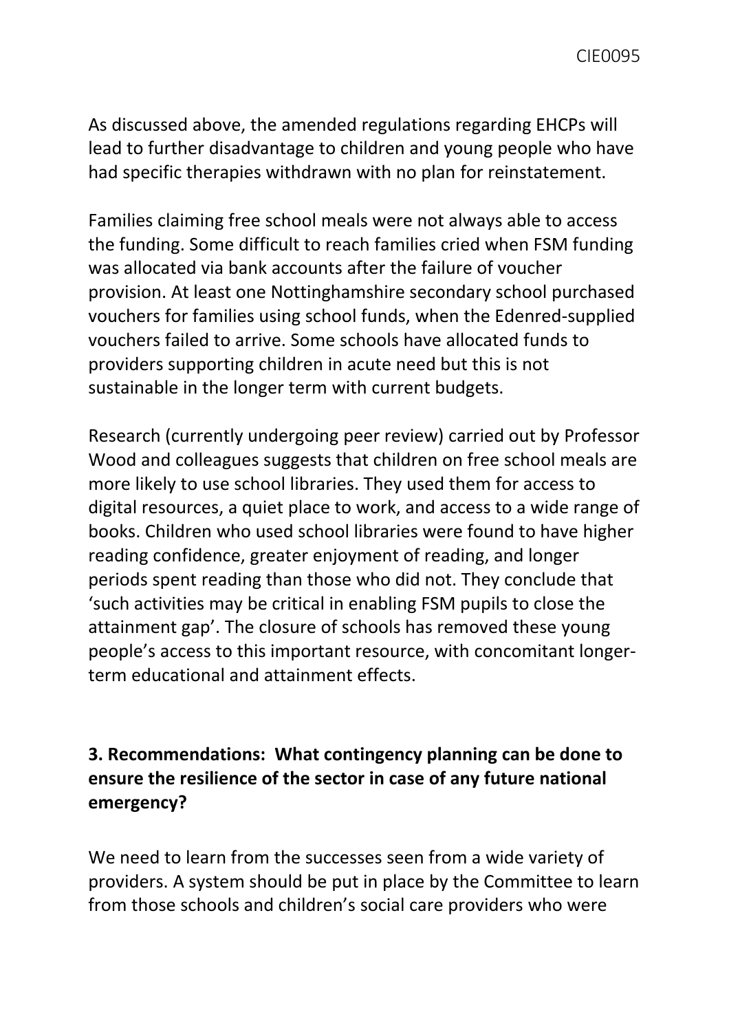As discussed above, the amended regulations regarding EHCPs will lead to further disadvantage to children and young people who have had specific therapies withdrawn with no plan for reinstatement.

Families claiming free school meals were not always able to access the funding. Some difficult to reach families cried when FSM funding was allocated via bank accounts after the failure of voucher provision. At least one Nottinghamshire secondary school purchased vouchers for families using school funds, when the Edenred-supplied vouchers failed to arrive. Some schools have allocated funds to providers supporting children in acute need but this is not sustainable in the longer term with current budgets.

Research (currently undergoing peer review) carried out by Professor Wood and colleagues suggests that children on free school meals are more likely to use school libraries. They used them for access to digital resources, a quiet place to work, and access to a wide range of books. Children who used school libraries were found to have higher reading confidence, greater enjoyment of reading, and longer periods spent reading than those who did not. They conclude that 'such activities may be critical in enabling FSM pupils to close the attainment gap'. The closure of schools has removed these young people's access to this important resource, with concomitant longer-term educational and attainment effects.

**3. Recommendations: What contingency planning can be done to ensure the resilience of the sector in case of any future national emergency?**

We need to learn from the successes seen from a wide variety of providers. A system should be put in place by the Committee to learn from those schools and children's social care providers who were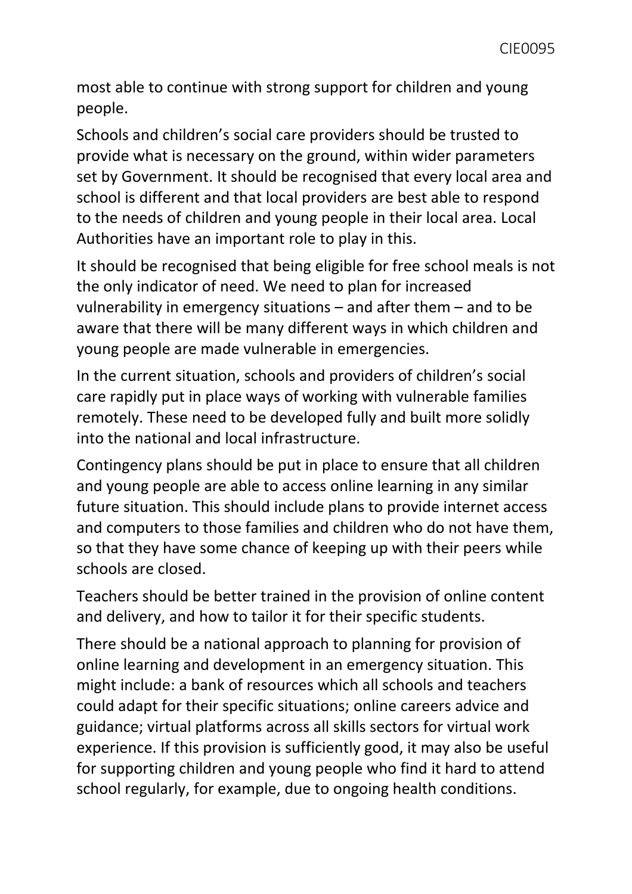most able to continue with strong support for children and young people.

Schools and children's social care providers should be trusted to provide what is necessary on the ground, within wider parameters set by Government. It should be recognised that every local area and school is different and that local providers are best able to respond to the needs of children and young people in their local area. Local Authorities have an important role to play in this.

It should be recognised that being eligible for free school meals is not the only indicator of need. We need to plan for increased vulnerability in emergency situations – and after them – and to be aware that there will be many different ways in which children and young people are made vulnerable in emergencies.

In the current situation, schools and providers of children's social care rapidly put in place ways of working with vulnerable families remotely. These need to be developed fully and built more solidly into the national and local infrastructure.

Contingency plans should be put in place to ensure that all children and young people are able to access online learning in any similar future situation. This should include plans to provide internet access and computers to those families and children who do not have them, so that they have some chance of keeping up with their peers while schools are closed.

Teachers should be better trained in the provision of online content and delivery, and how to tailor it for their specific students.

There should be a national approach to planning for provision of online learning and development in an emergency situation. This might include: a bank of resources which all schools and teachers could adapt for their specific situations; online careers advice and guidance; virtual platforms across all skills sectors for virtual work experience. If this provision is sufficiently good, it may also be useful for supporting children and young people who find it hard to attend school regularly, for example, due to ongoing health conditions.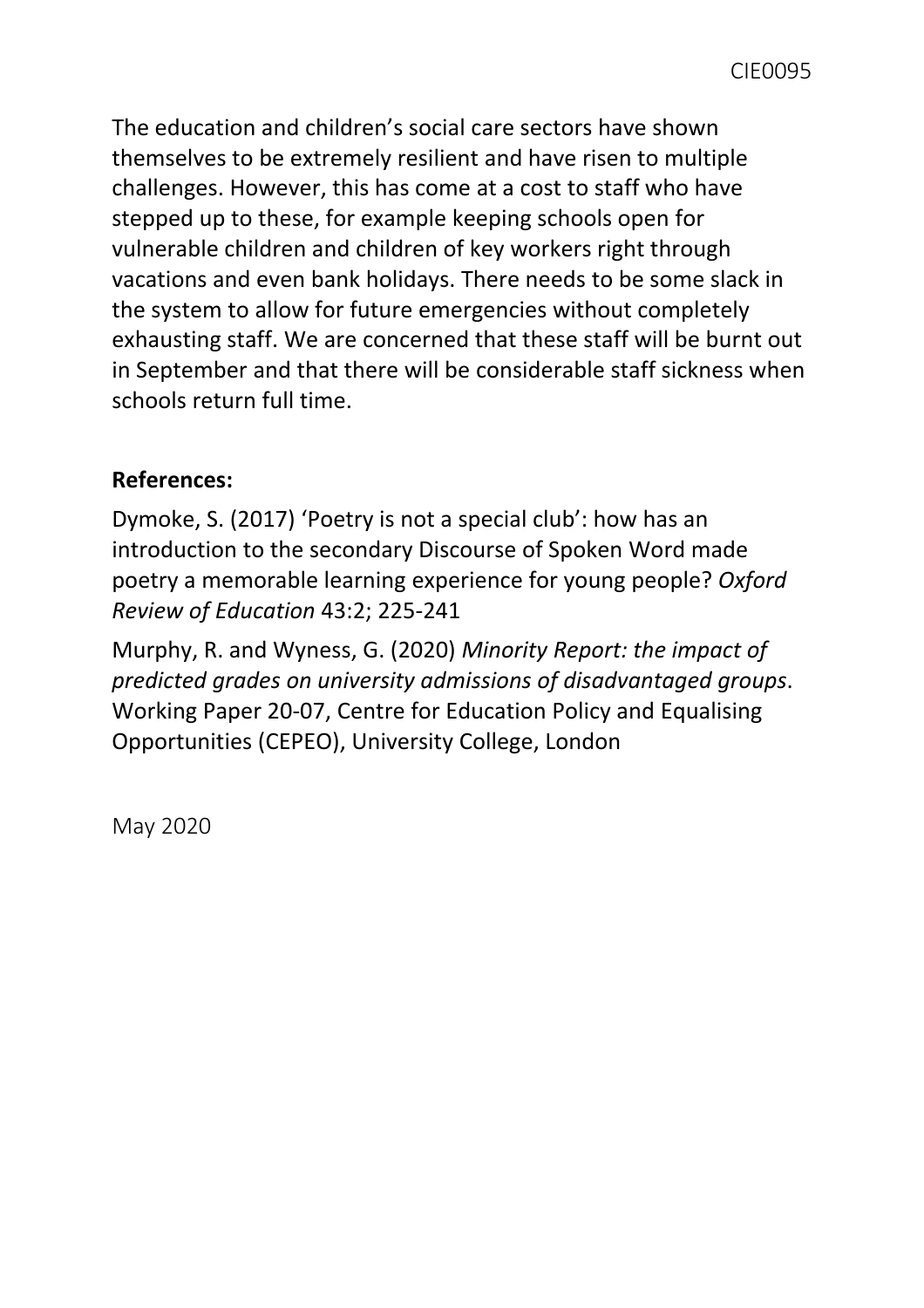The education and children's social care sectors have shown themselves to be extremely resilient and have risen to multiple challenges. However, this has come at a cost to staff who have stepped up to these, for example keeping schools open for vulnerable children and children of key workers right through vacations and even bank holidays. There needs to be some slack in the system to allow for future emergencies without completely exhausting staff. We are concerned that these staff will be burnt out in September and that there will be considerable staff sickness when schools return full time.

**References:**

Dymoke, S. (2017) 'Poetry is not a special club': how has an introduction to the secondary Discourse of Spoken Word made poetry a memorable learning experience for young people? *Oxford Review of Education* 43:2; 225-241

Murphy, R. and Wyness, G. (2020) *Minority Report: the impact of predicted grades on university admissions of disadvantaged groups*. Working Paper 20-07, Centre for Education Policy and Equalising Opportunities (CEPEO), University College, London

May 2020